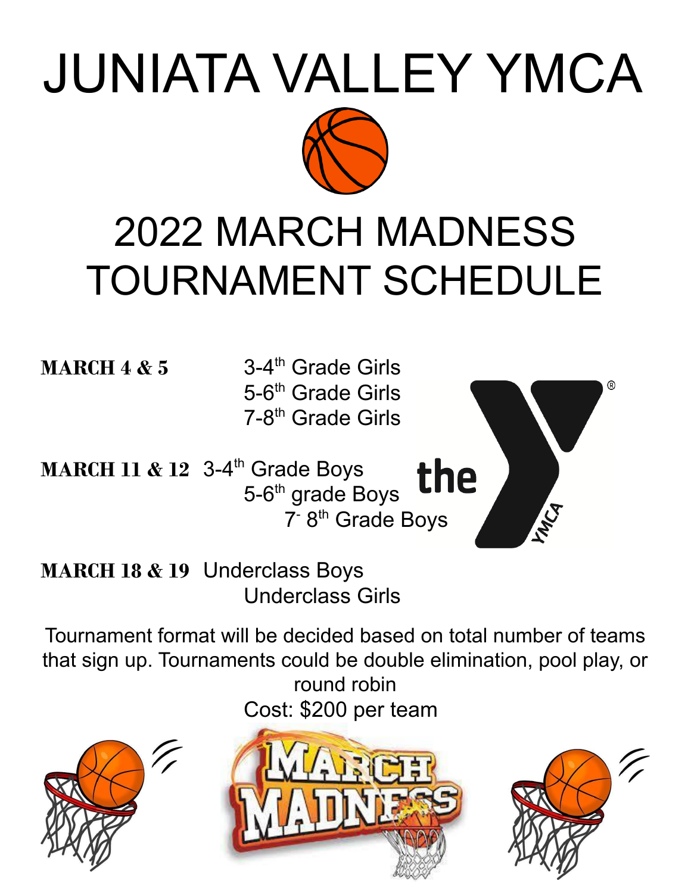# JUNIATA VALLEY YMCA

## 2022 MARCH MADNESS TOURNAMENT SCHEDULE

**MARCH 4 & 5**
- 3-4th Grade Girls
- 5-6th Grade Girls
- 7-8th Grade Girls

**MARCH 11 & 12**
- 3-4th Grade Boys
- 5-6th grade Boys
- 7- 8th Grade Boys

**MARCH 18 & 19**
- Underclass Boys
- Underclass Girls

Tournament format will be decided based on total number of teams that sign up. Tournaments could be double elimination, pool play, or round robin

Cost: $200 per team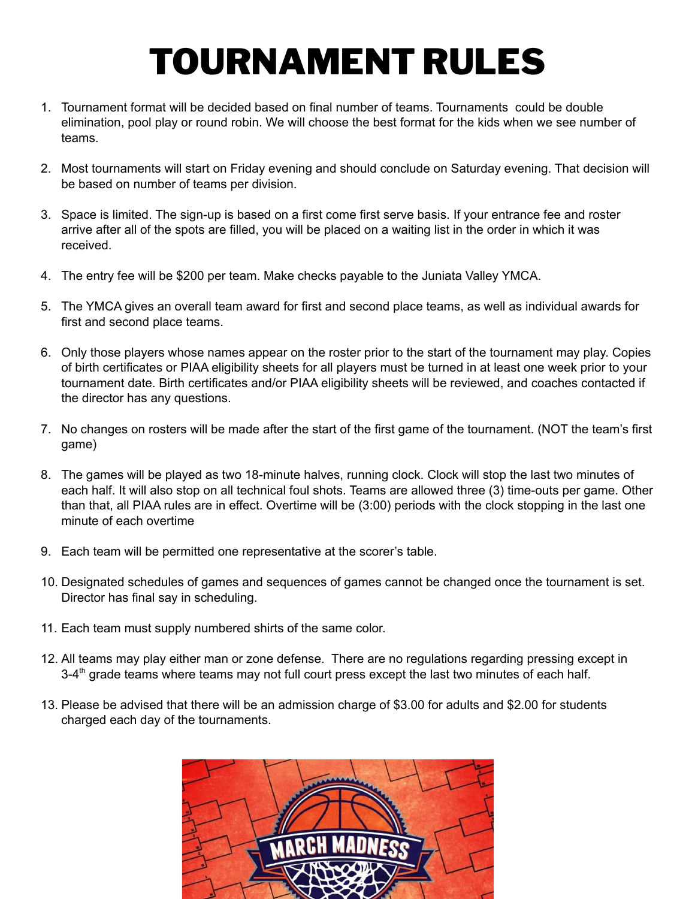# TOURNAMENT RULES

1. Tournament format will be decided based on final number of teams. Tournaments could be double elimination, pool play or round robin. We will choose the best format for the kids when we see number of teams.

2. Most tournaments will start on Friday evening and should conclude on Saturday evening. That decision will be based on number of teams per division.

3. Space is limited. The sign-up is based on a first come first serve basis. If your entrance fee and roster arrive after all of the spots are filled, you will be placed on a waiting list in the order in which it was received.

4. The entry fee will be $200 per team. Make checks payable to the Juniata Valley YMCA.

5. The YMCA gives an overall team award for first and second place teams, as well as individual awards for first and second place teams.

6. Only those players whose names appear on the roster prior to the start of the tournament may play. Copies of birth certificates or PIAA eligibility sheets for all players must be turned in at least one week prior to your tournament date. Birth certificates and/or PIAA eligibility sheets will be reviewed, and coaches contacted if the director has any questions.

7. No changes on rosters will be made after the start of the first game of the tournament. (NOT the team's first game)

8. The games will be played as two 18-minute halves, running clock. Clock will stop the last two minutes of each half. It will also stop on all technical foul shots. Teams are allowed three (3) time-outs per game. Other than that, all PIAA rules are in effect. Overtime will be (3:00) periods with the clock stopping in the last one minute of each overtime

9. Each team will be permitted one representative at the scorer's table.

10. Designated schedules of games and sequences of games cannot be changed once the tournament is set. Director has final say in scheduling.

11. Each team must supply numbered shirts of the same color.

12. All teams may play either man or zone defense. There are no regulations regarding pressing except in 3-4th grade teams where teams may not full court press except the last two minutes of each half.

13. Please be advised that there will be an admission charge of $3.00 for adults and $2.00 for students charged each day of the tournaments.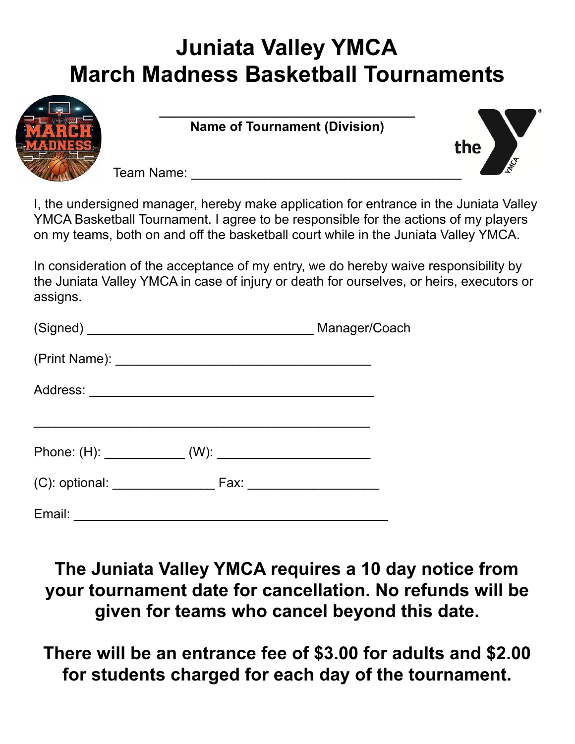# Juniata Valley YMCA
# March Madness Basketball Tournaments

________________________________

**Name of Tournament (Division)**

Team Name: ____________________________________

I, the undersigned manager, hereby make application for entrance in the Juniata Valley YMCA Basketball Tournament. I agree to be responsible for the actions of my players on my teams, both on and off the basketball court while in the Juniata Valley YMCA.

In consideration of the acceptance of my entry, we do hereby waive responsibility by the Juniata Valley YMCA in case of injury or death for ourselves, or heirs, executors or assigns.

(Signed) ______________________________ Manager/Coach

(Print Name): __________________________________

Address: ______________________________________

_____________________________________________

Phone: (H): ___________ (W): _____________________

(C): optional: ______________ Fax: _________________

Email: __________________________________________

**The Juniata Valley YMCA requires a 10 day notice from your tournament date for cancellation. No refunds will be given for teams who cancel beyond this date.**

**There will be an entrance fee of $3.00 for adults and $2.00 for students charged for each day of the tournament.**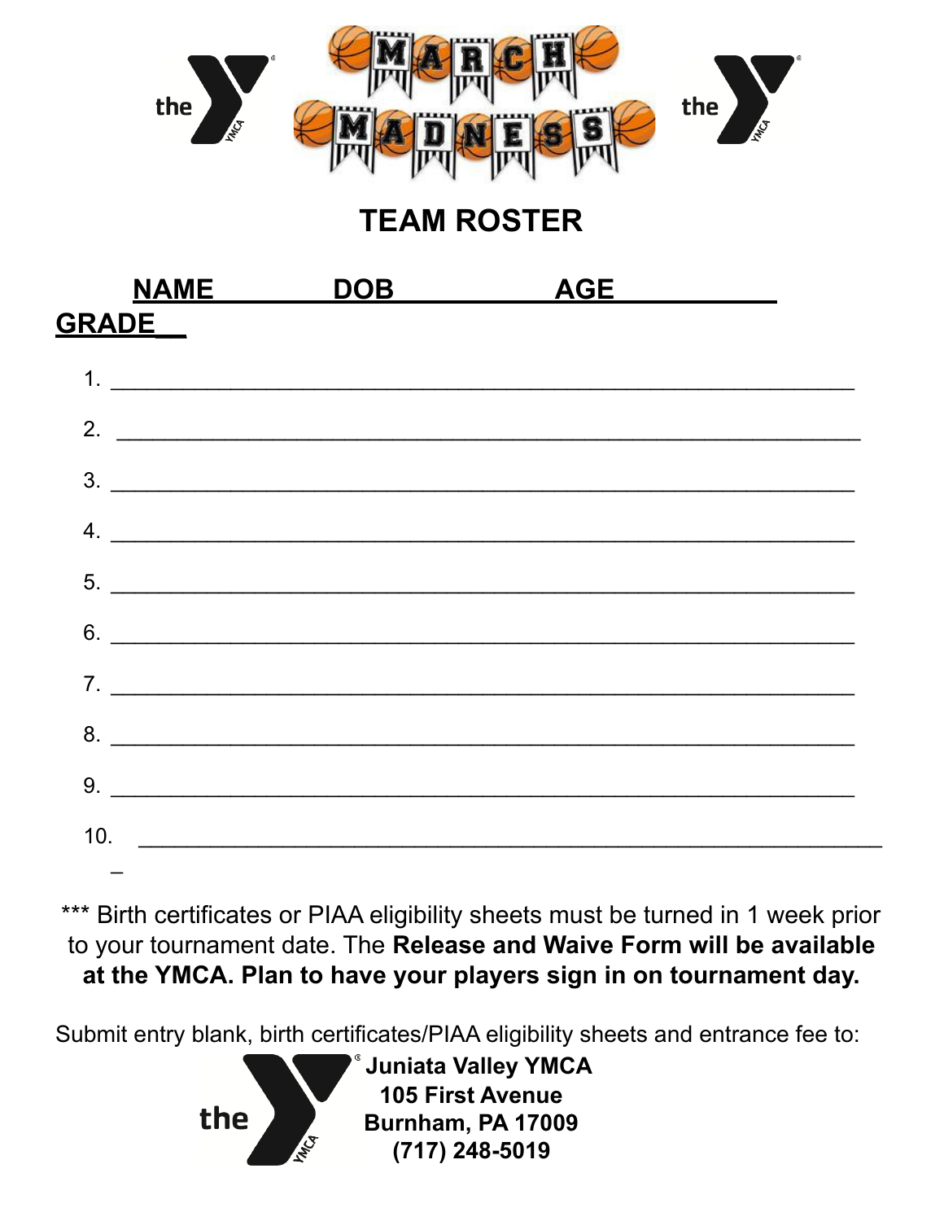MARCH MADNESS

# TEAM ROSTER

**NAME DOB AGE GRADE**

1. ______________________________________________________
2. ______________________________________________________
3. ______________________________________________________
4. ______________________________________________________
5. ______________________________________________________
6. ______________________________________________________
7. ______________________________________________________
8. ______________________________________________________
9. ______________________________________________________
10. ______________________________________________________

*** Birth certificates or PIAA eligibility sheets must be turned in 1 week prior to your tournament date. The **Release and Waive Form will be available at the YMCA. Plan to have your players sign in on tournament day.**

Submit entry blank, birth certificates/PIAA eligibility sheets and entrance fee to:

**Juniata Valley YMCA**
**105 First Avenue**
**Burnham, PA 17009**
**(717) 248-5019**